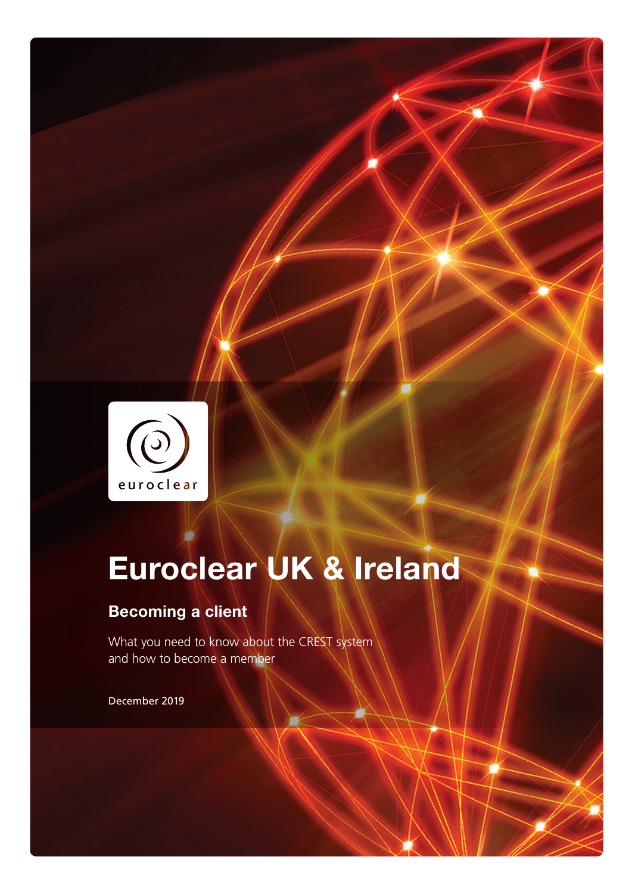euroclear

# Euroclear UK & Ireland

## Becoming a client

What you need to know about the CREST system
and how to become a member

December 2019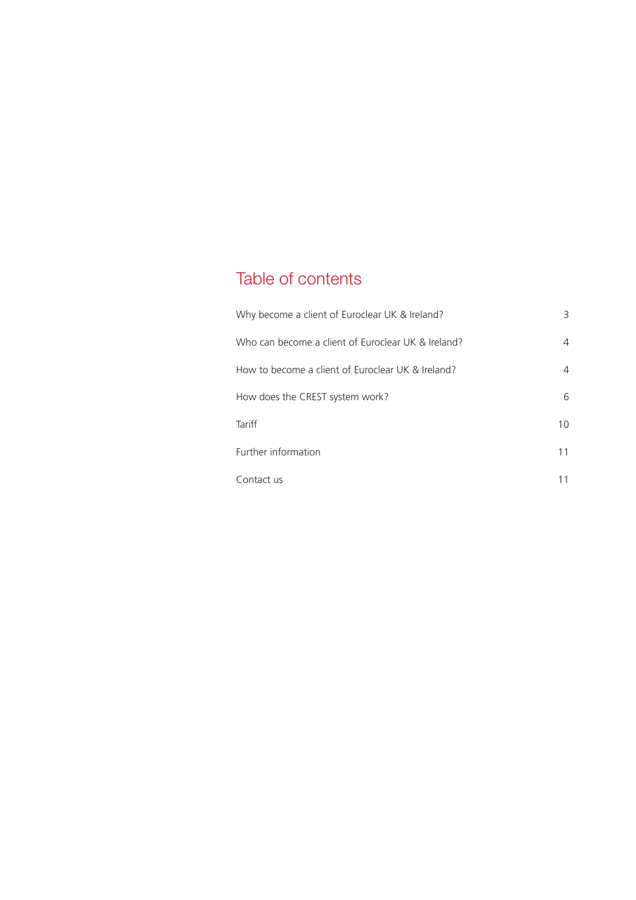# Table of contents

| | |
|---|---|
| Why become a client of Euroclear UK & Ireland? | 3 |
| Who can become a client of Euroclear UK & Ireland? | 4 |
| How to become a client of Euroclear UK & Ireland? | 4 |
| How does the CREST system work? | 6 |
| Tariff | 10 |
| Further information | 11 |
| Contact us | 11 |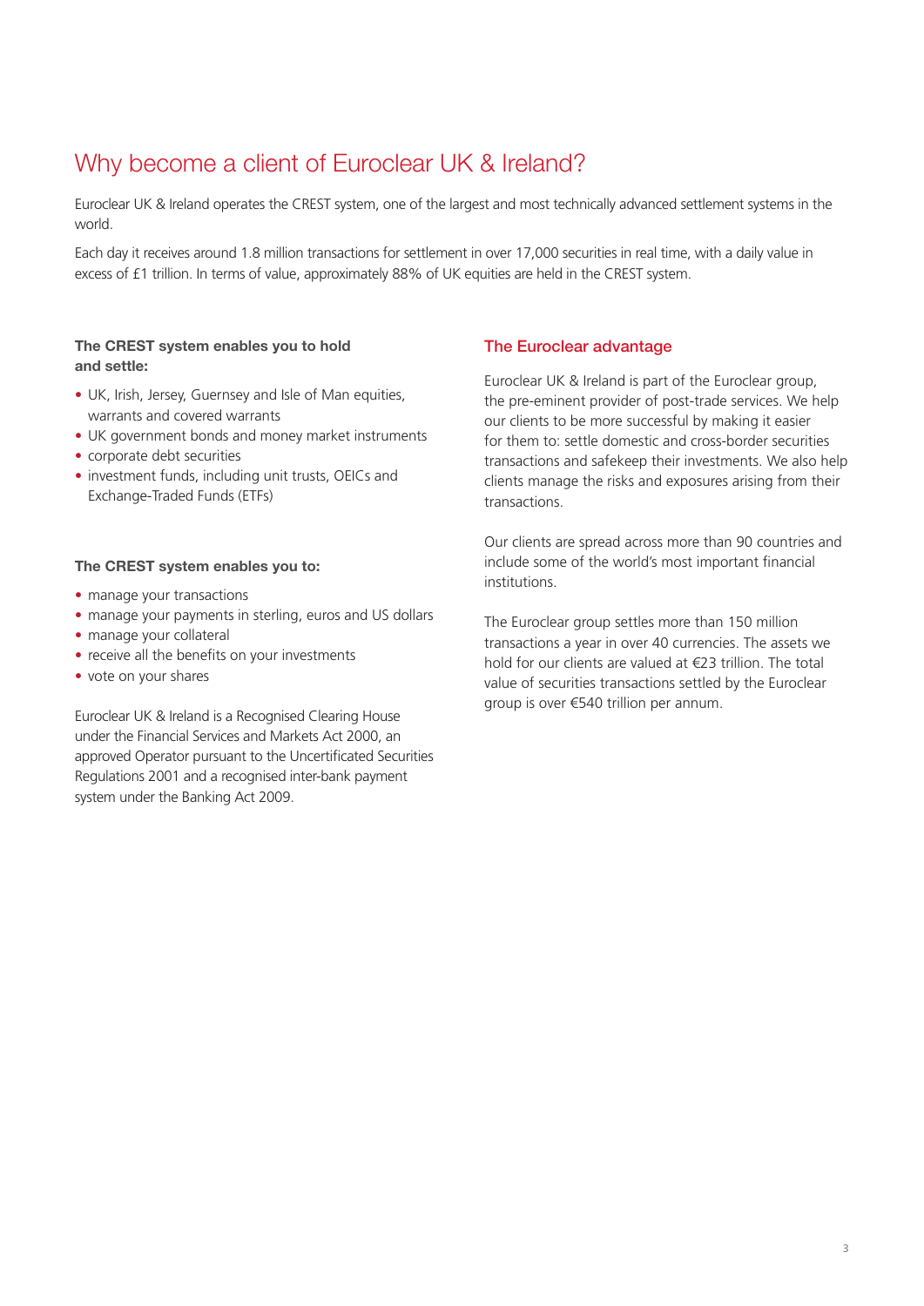# Why become a client of Euroclear UK & Ireland?

Euroclear UK & Ireland operates the CREST system, one of the largest and most technically advanced settlement systems in the world.

Each day it receives around 1.8 million transactions for settlement in over 17,000 securities in real time, with a daily value in excess of £1 trillion. In terms of value, approximately 88% of UK equities are held in the CREST system.

**The CREST system enables you to hold and settle:**

- UK, Irish, Jersey, Guernsey and Isle of Man equities, warrants and covered warrants
- UK government bonds and money market instruments
- corporate debt securities
- investment funds, including unit trusts, OEICs and Exchange-Traded Funds (ETFs)

**The CREST system enables you to:**

- manage your transactions
- manage your payments in sterling, euros and US dollars
- manage your collateral
- receive all the benefits on your investments
- vote on your shares

Euroclear UK & Ireland is a Recognised Clearing House under the Financial Services and Markets Act 2000, an approved Operator pursuant to the Uncertificated Securities Regulations 2001 and a recognised inter-bank payment system under the Banking Act 2009.

## The Euroclear advantage

Euroclear UK & Ireland is part of the Euroclear group, the pre-eminent provider of post-trade services. We help our clients to be more successful by making it easier for them to: settle domestic and cross-border securities transactions and safekeep their investments. We also help clients manage the risks and exposures arising from their transactions.

Our clients are spread across more than 90 countries and include some of the world's most important financial institutions.

The Euroclear group settles more than 150 million transactions a year in over 40 currencies. The assets we hold for our clients are valued at €23 trillion. The total value of securities transactions settled by the Euroclear group is over €540 trillion per annum.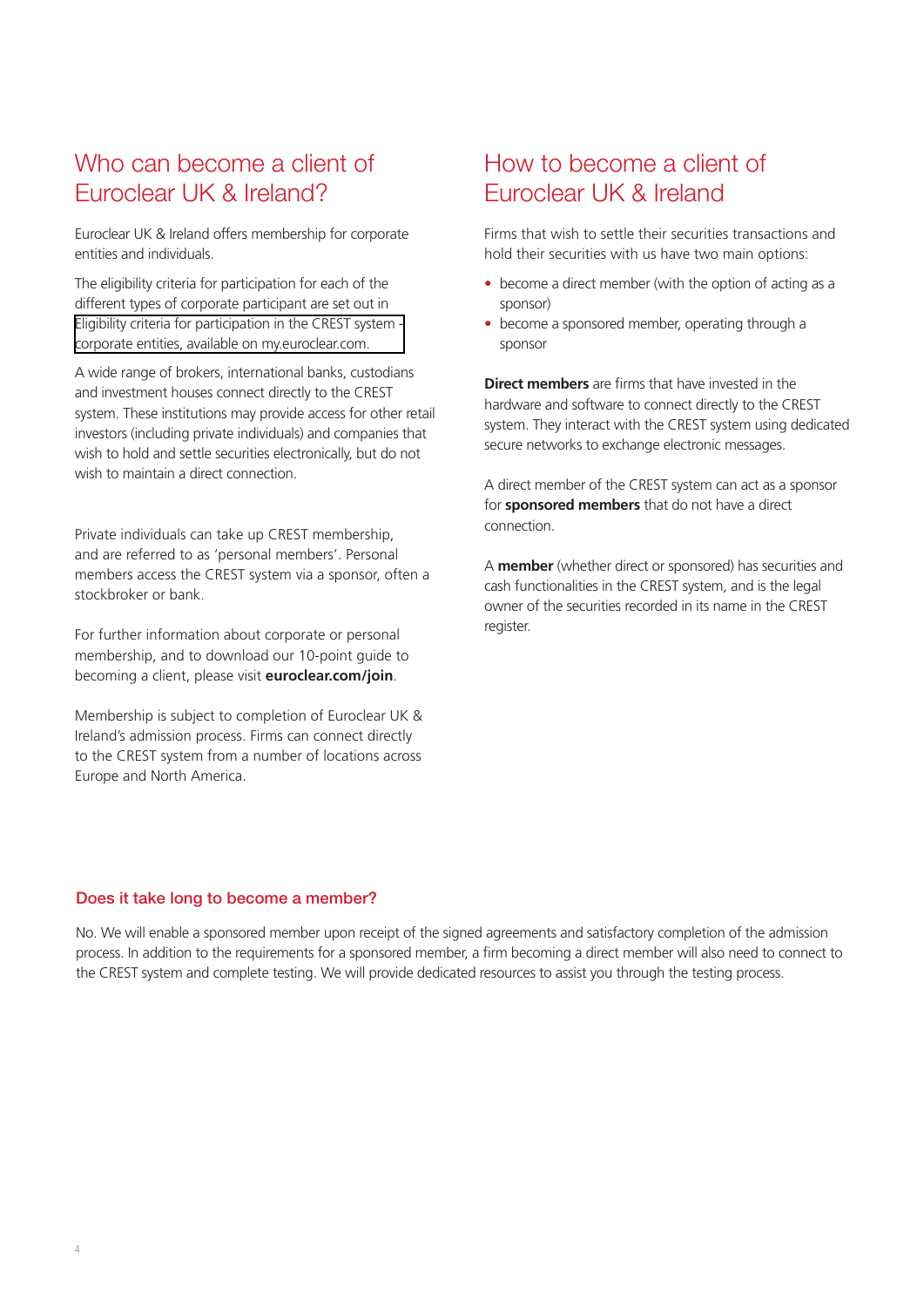## Who can become a client of Euroclear UK & Ireland?

Euroclear UK & Ireland offers membership for corporate entities and individuals.

The eligibility criteria for participation for each of the different types of corporate participant are set out in Eligibility criteria for participation in the CREST system - corporate entities, available on my.euroclear.com.

A wide range of brokers, international banks, custodians and investment houses connect directly to the CREST system. These institutions may provide access for other retail investors (including private individuals) and companies that wish to hold and settle securities electronically, but do not wish to maintain a direct connection.

Private individuals can take up CREST membership, and are referred to as 'personal members'. Personal members access the CREST system via a sponsor, often a stockbroker or bank.

For further information about corporate or personal membership, and to download our 10-point guide to becoming a client, please visit **euroclear.com/join**.

Membership is subject to completion of Euroclear UK & Ireland's admission process. Firms can connect directly to the CREST system from a number of locations across Europe and North America.

## How to become a client of Euroclear UK & Ireland

Firms that wish to settle their securities transactions and hold their securities with us have two main options:

- become a direct member (with the option of acting as a sponsor)
- become a sponsored member, operating through a sponsor

**Direct members** are firms that have invested in the hardware and software to connect directly to the CREST system. They interact with the CREST system using dedicated secure networks to exchange electronic messages.

A direct member of the CREST system can act as a sponsor for **sponsored members** that do not have a direct connection.

A **member** (whether direct or sponsored) has securities and cash functionalities in the CREST system, and is the legal owner of the securities recorded in its name in the CREST register.

### Does it take long to become a member?

No. We will enable a sponsored member upon receipt of the signed agreements and satisfactory completion of the admission process. In addition to the requirements for a sponsored member, a firm becoming a direct member will also need to connect to the CREST system and complete testing. We will provide dedicated resources to assist you through the testing process.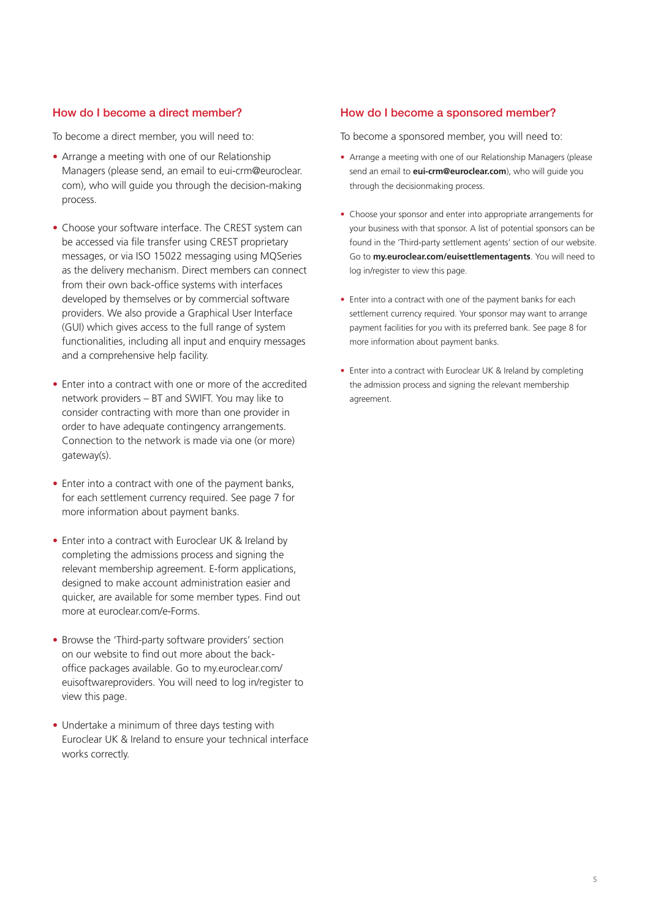## How do I become a direct member?

To become a direct member, you will need to:

- Arrange a meeting with one of our Relationship Managers (please send, an email to eui-crm@euroclear.com), who will guide you through the decision-making process.
- Choose your software interface. The CREST system can be accessed via file transfer using CREST proprietary messages, or via ISO 15022 messaging using MQSeries as the delivery mechanism. Direct members can connect from their own back-office systems with interfaces developed by themselves or by commercial software providers. We also provide a Graphical User Interface (GUI) which gives access to the full range of system functionalities, including all input and enquiry messages and a comprehensive help facility.
- Enter into a contract with one or more of the accredited network providers – BT and SWIFT. You may like to consider contracting with more than one provider in order to have adequate contingency arrangements. Connection to the network is made via one (or more) gateway(s).
- Enter into a contract with one of the payment banks, for each settlement currency required. See page 7 for more information about payment banks.
- Enter into a contract with Euroclear UK & Ireland by completing the admissions process and signing the relevant membership agreement. E-form applications, designed to make account administration easier and quicker, are available for some member types. Find out more at euroclear.com/e-Forms.
- Browse the 'Third-party software providers' section on our website to find out more about the back-office packages available. Go to my.euroclear.com/euisoftwareproviders. You will need to log in/register to view this page.
- Undertake a minimum of three days testing with Euroclear UK & Ireland to ensure your technical interface works correctly.

## How do I become a sponsored member?

To become a sponsored member, you will need to:

- Arrange a meeting with one of our Relationship Managers (please send an email to **eui-crm@euroclear.com**), who will guide you through the decisionmaking process.
- Choose your sponsor and enter into appropriate arrangements for your business with that sponsor. A list of potential sponsors can be found in the 'Third-party settlement agents' section of our website. Go to **my.euroclear.com/euisettlementagents**. You will need to log in/register to view this page.
- Enter into a contract with one of the payment banks for each settlement currency required. Your sponsor may want to arrange payment facilities for you with its preferred bank. See page 8 for more information about payment banks.
- Enter into a contract with Euroclear UK & Ireland by completing the admission process and signing the relevant membership agreement.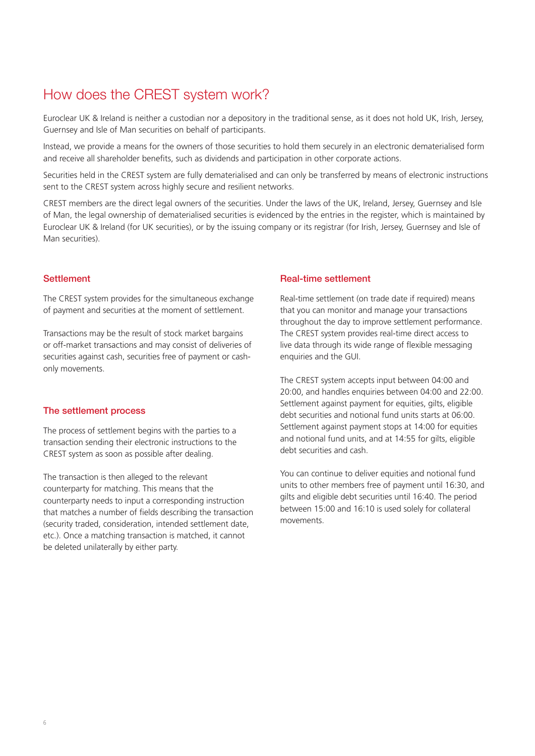# How does the CREST system work?

Euroclear UK & Ireland is neither a custodian nor a depository in the traditional sense, as it does not hold UK, Irish, Jersey, Guernsey and Isle of Man securities on behalf of participants.

Instead, we provide a means for the owners of those securities to hold them securely in an electronic dematerialised form and receive all shareholder benefits, such as dividends and participation in other corporate actions.

Securities held in the CREST system are fully dematerialised and can only be transferred by means of electronic instructions sent to the CREST system across highly secure and resilient networks.

CREST members are the direct legal owners of the securities. Under the laws of the UK, Ireland, Jersey, Guernsey and Isle of Man, the legal ownership of dematerialised securities is evidenced by the entries in the register, which is maintained by Euroclear UK & Ireland (for UK securities), or by the issuing company or its registrar (for Irish, Jersey, Guernsey and Isle of Man securities).

## Settlement

The CREST system provides for the simultaneous exchange of payment and securities at the moment of settlement.

Transactions may be the result of stock market bargains or off-market transactions and may consist of deliveries of securities against cash, securities free of payment or cash-only movements.

## The settlement process

The process of settlement begins with the parties to a transaction sending their electronic instructions to the CREST system as soon as possible after dealing.

The transaction is then alleged to the relevant counterparty for matching. This means that the counterparty needs to input a corresponding instruction that matches a number of fields describing the transaction (security traded, consideration, intended settlement date, etc.). Once a matching transaction is matched, it cannot be deleted unilaterally by either party.

## Real-time settlement

Real-time settlement (on trade date if required) means that you can monitor and manage your transactions throughout the day to improve settlement performance. The CREST system provides real-time direct access to live data through its wide range of flexible messaging enquiries and the GUI.

The CREST system accepts input between 04:00 and 20:00, and handles enquiries between 04:00 and 22:00. Settlement against payment for equities, gilts, eligible debt securities and notional fund units starts at 06:00. Settlement against payment stops at 14:00 for equities and notional fund units, and at 14:55 for gilts, eligible debt securities and cash.

You can continue to deliver equities and notional fund units to other members free of payment until 16:30, and gilts and eligible debt securities until 16:40. The period between 15:00 and 16:10 is used solely for collateral movements.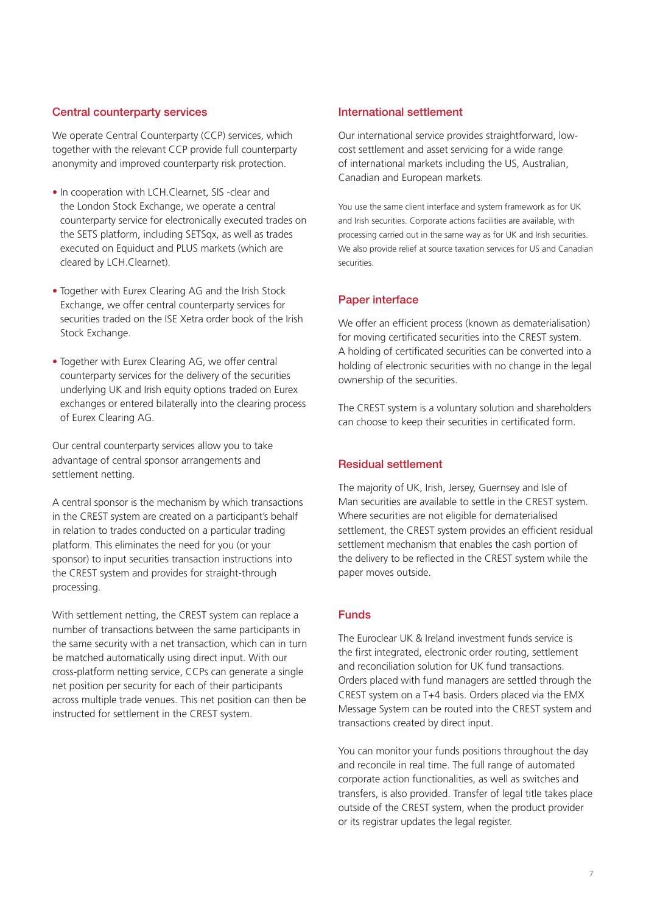## Central counterparty services

We operate Central Counterparty (CCP) services, which together with the relevant CCP provide full counterparty anonymity and improved counterparty risk protection.

- In cooperation with LCH.Clearnet, SIS -clear and the London Stock Exchange, we operate a central counterparty service for electronically executed trades on the SETS platform, including SETSqx, as well as trades executed on Equiduct and PLUS markets (which are cleared by LCH.Clearnet).
- Together with Eurex Clearing AG and the Irish Stock Exchange, we offer central counterparty services for securities traded on the ISE Xetra order book of the Irish Stock Exchange.
- Together with Eurex Clearing AG, we offer central counterparty services for the delivery of the securities underlying UK and Irish equity options traded on Eurex exchanges or entered bilaterally into the clearing process of Eurex Clearing AG.

Our central counterparty services allow you to take advantage of central sponsor arrangements and settlement netting.

A central sponsor is the mechanism by which transactions in the CREST system are created on a participant's behalf in relation to trades conducted on a particular trading platform. This eliminates the need for you (or your sponsor) to input securities transaction instructions into the CREST system and provides for straight-through processing.

With settlement netting, the CREST system can replace a number of transactions between the same participants in the same security with a net transaction, which can in turn be matched automatically using direct input. With our cross-platform netting service, CCPs can generate a single net position per security for each of their participants across multiple trade venues. This net position can then be instructed for settlement in the CREST system.

## International settlement

Our international service provides straightforward, low-cost settlement and asset servicing for a wide range of international markets including the US, Australian, Canadian and European markets.

You use the same client interface and system framework as for UK and Irish securities. Corporate actions facilities are available, with processing carried out in the same way as for UK and Irish securities. We also provide relief at source taxation services for US and Canadian securities.

## Paper interface

We offer an efficient process (known as dematerialisation) for moving certificated securities into the CREST system. A holding of certificated securities can be converted into a holding of electronic securities with no change in the legal ownership of the securities.

The CREST system is a voluntary solution and shareholders can choose to keep their securities in certificated form.

## Residual settlement

The majority of UK, Irish, Jersey, Guernsey and Isle of Man securities are available to settle in the CREST system. Where securities are not eligible for dematerialised settlement, the CREST system provides an efficient residual settlement mechanism that enables the cash portion of the delivery to be reflected in the CREST system while the paper moves outside.

## Funds

The Euroclear UK & Ireland investment funds service is the first integrated, electronic order routing, settlement and reconciliation solution for UK fund transactions. Orders placed with fund managers are settled through the CREST system on a T+4 basis. Orders placed via the EMX Message System can be routed into the CREST system and transactions created by direct input.

You can monitor your funds positions throughout the day and reconcile in real time. The full range of automated corporate action functionalities, as well as switches and transfers, is also provided. Transfer of legal title takes place outside of the CREST system, when the product provider or its registrar updates the legal register.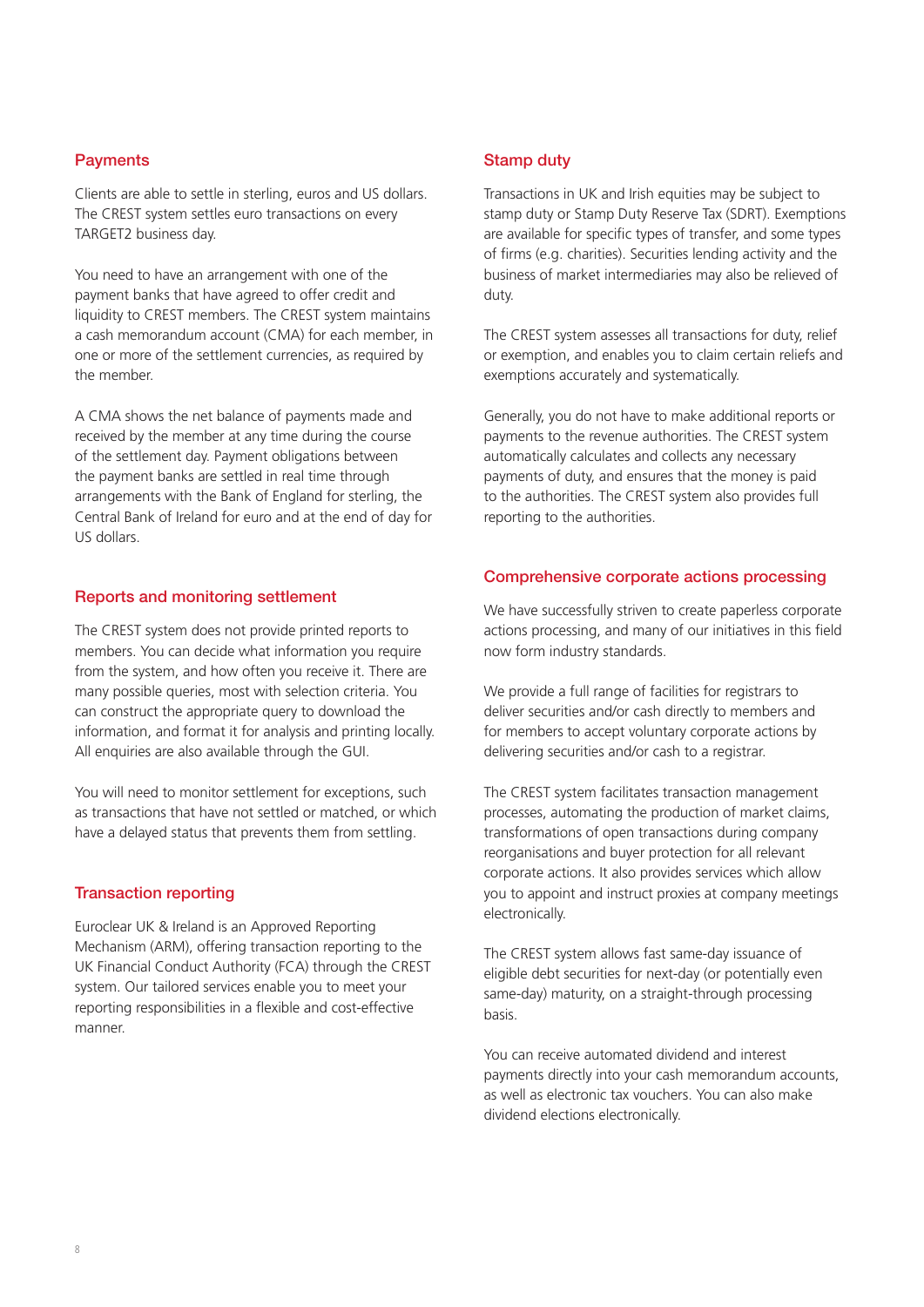## Payments

Clients are able to settle in sterling, euros and US dollars. The CREST system settles euro transactions on every TARGET2 business day.

You need to have an arrangement with one of the payment banks that have agreed to offer credit and liquidity to CREST members. The CREST system maintains a cash memorandum account (CMA) for each member, in one or more of the settlement currencies, as required by the member.

A CMA shows the net balance of payments made and received by the member at any time during the course of the settlement day. Payment obligations between the payment banks are settled in real time through arrangements with the Bank of England for sterling, the Central Bank of Ireland for euro and at the end of day for US dollars.

## Reports and monitoring settlement

The CREST system does not provide printed reports to members. You can decide what information you require from the system, and how often you receive it. There are many possible queries, most with selection criteria. You can construct the appropriate query to download the information, and format it for analysis and printing locally. All enquiries are also available through the GUI.

You will need to monitor settlement for exceptions, such as transactions that have not settled or matched, or which have a delayed status that prevents them from settling.

## Transaction reporting

Euroclear UK & Ireland is an Approved Reporting Mechanism (ARM), offering transaction reporting to the UK Financial Conduct Authority (FCA) through the CREST system. Our tailored services enable you to meet your reporting responsibilities in a flexible and cost-effective manner.

## Stamp duty

Transactions in UK and Irish equities may be subject to stamp duty or Stamp Duty Reserve Tax (SDRT). Exemptions are available for specific types of transfer, and some types of firms (e.g. charities). Securities lending activity and the business of market intermediaries may also be relieved of duty.

The CREST system assesses all transactions for duty, relief or exemption, and enables you to claim certain reliefs and exemptions accurately and systematically.

Generally, you do not have to make additional reports or payments to the revenue authorities. The CREST system automatically calculates and collects any necessary payments of duty, and ensures that the money is paid to the authorities. The CREST system also provides full reporting to the authorities.

## Comprehensive corporate actions processing

We have successfully striven to create paperless corporate actions processing, and many of our initiatives in this field now form industry standards.

We provide a full range of facilities for registrars to deliver securities and/or cash directly to members and for members to accept voluntary corporate actions by delivering securities and/or cash to a registrar.

The CREST system facilitates transaction management processes, automating the production of market claims, transformations of open transactions during company reorganisations and buyer protection for all relevant corporate actions. It also provides services which allow you to appoint and instruct proxies at company meetings electronically.

The CREST system allows fast same-day issuance of eligible debt securities for next-day (or potentially even same-day) maturity, on a straight-through processing basis.

You can receive automated dividend and interest payments directly into your cash memorandum accounts, as well as electronic tax vouchers. You can also make dividend elections electronically.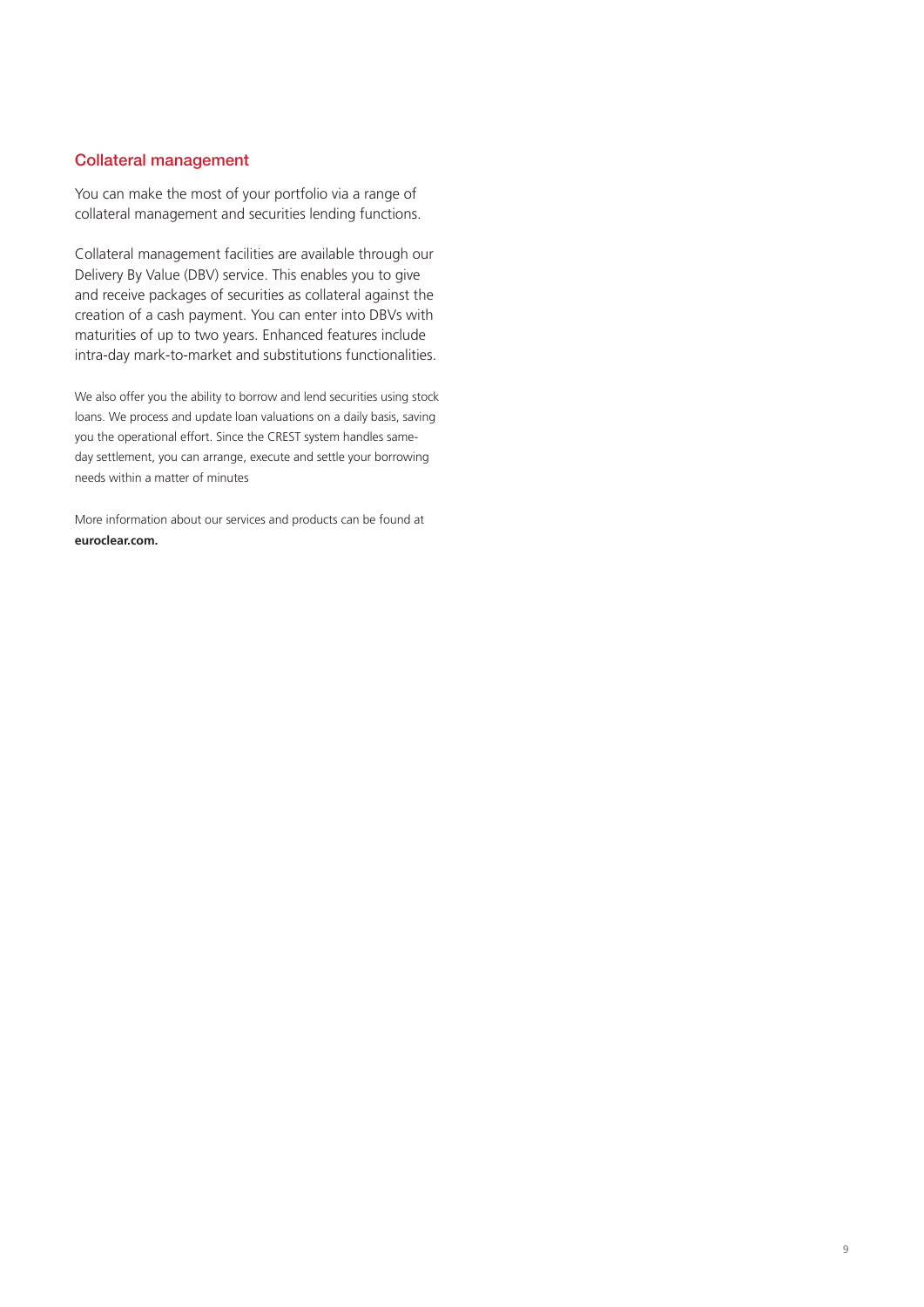## Collateral management

You can make the most of your portfolio via a range of collateral management and securities lending functions.

Collateral management facilities are available through our Delivery By Value (DBV) service. This enables you to give and receive packages of securities as collateral against the creation of a cash payment. You can enter into DBVs with maturities of up to two years. Enhanced features include intra-day mark-to-market and substitutions functionalities.

We also offer you the ability to borrow and lend securities using stock loans. We process and update loan valuations on a daily basis, saving you the operational effort. Since the CREST system handles same-day settlement, you can arrange, execute and settle your borrowing needs within a matter of minutes

More information about our services and products can be found at **euroclear.com.**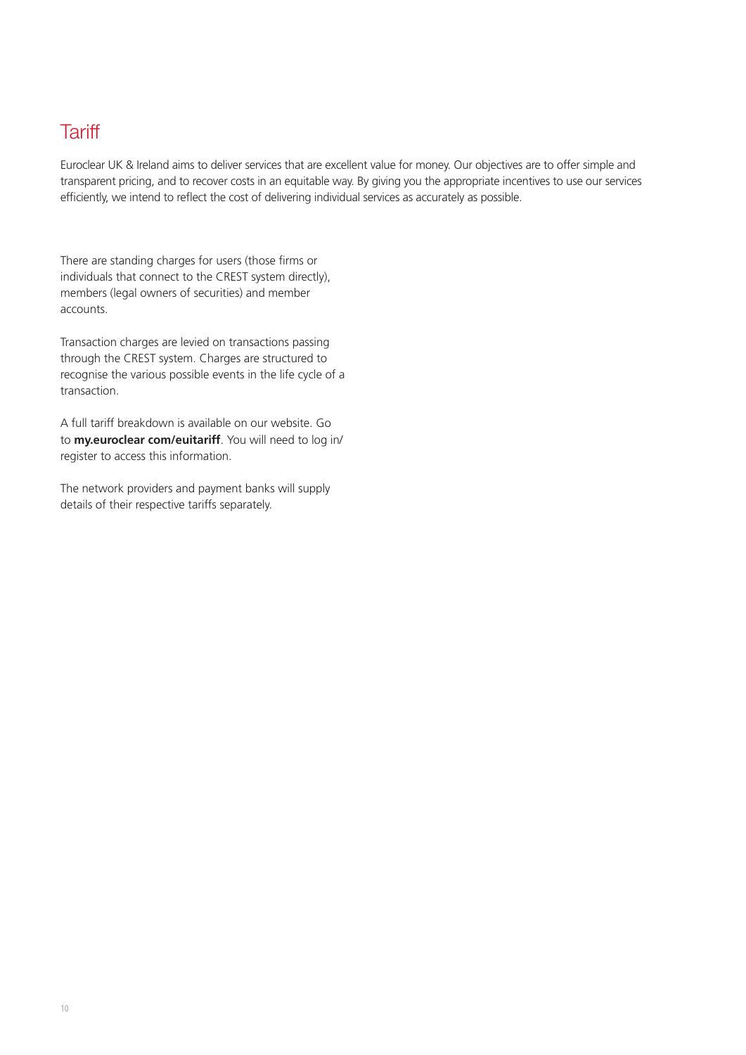# Tariff

Euroclear UK & Ireland aims to deliver services that are excellent value for money. Our objectives are to offer simple and transparent pricing, and to recover costs in an equitable way. By giving you the appropriate incentives to use our services efficiently, we intend to reflect the cost of delivering individual services as accurately as possible.

There are standing charges for users (those firms or individuals that connect to the CREST system directly), members (legal owners of securities) and member accounts.

Transaction charges are levied on transactions passing through the CREST system. Charges are structured to recognise the various possible events in the life cycle of a transaction.

A full tariff breakdown is available on our website. Go to **my.euroclear com/euitariff**. You will need to log in/ register to access this information.

The network providers and payment banks will supply details of their respective tariffs separately.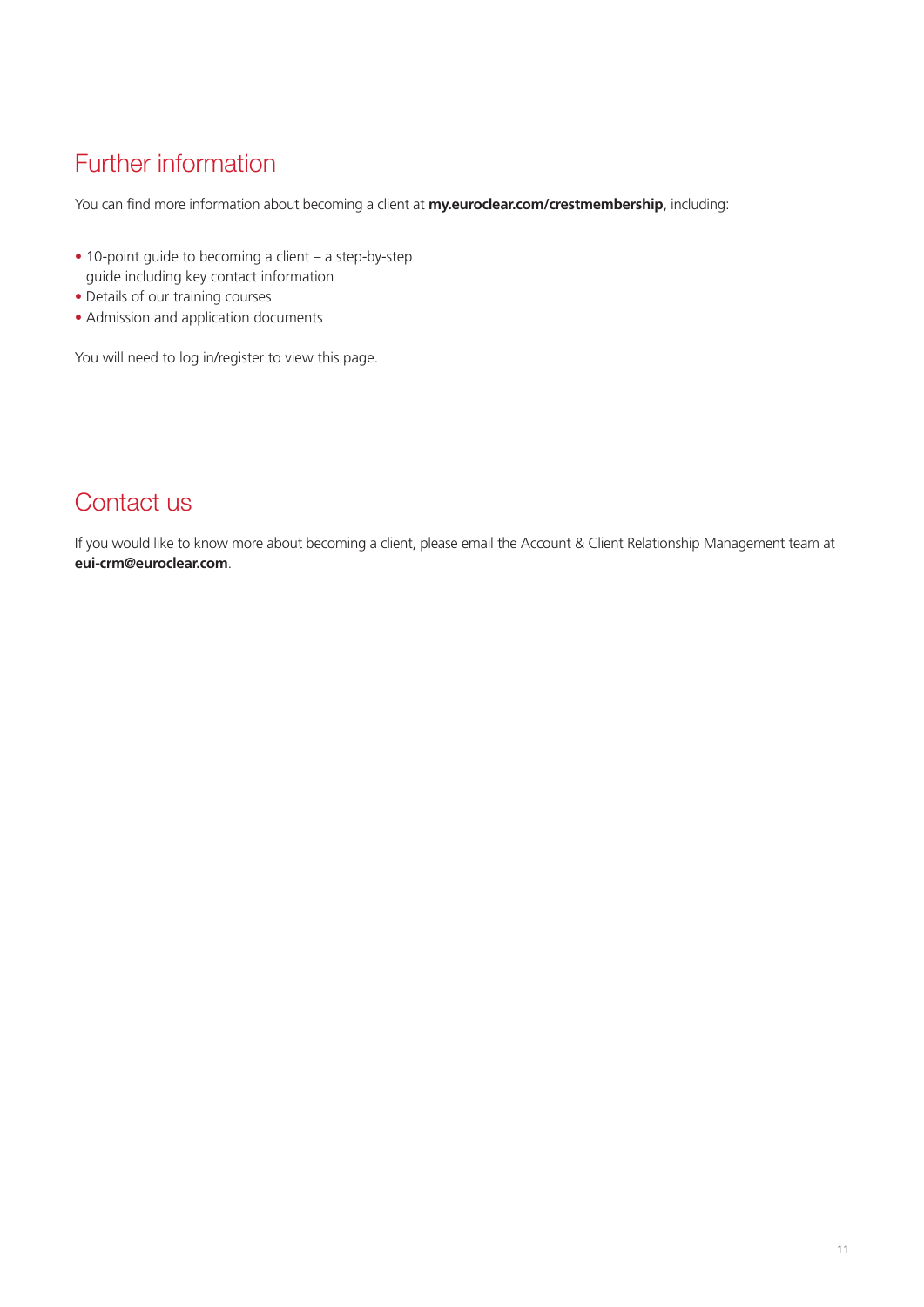## Further information

You can find more information about becoming a client at **my.euroclear.com/crestmembership**, including:

- 10-point guide to becoming a client – a step-by-step guide including key contact information
- Details of our training courses
- Admission and application documents

You will need to log in/register to view this page.

## Contact us

If you would like to know more about becoming a client, please email the Account & Client Relationship Management team at **eui-crm@euroclear.com**.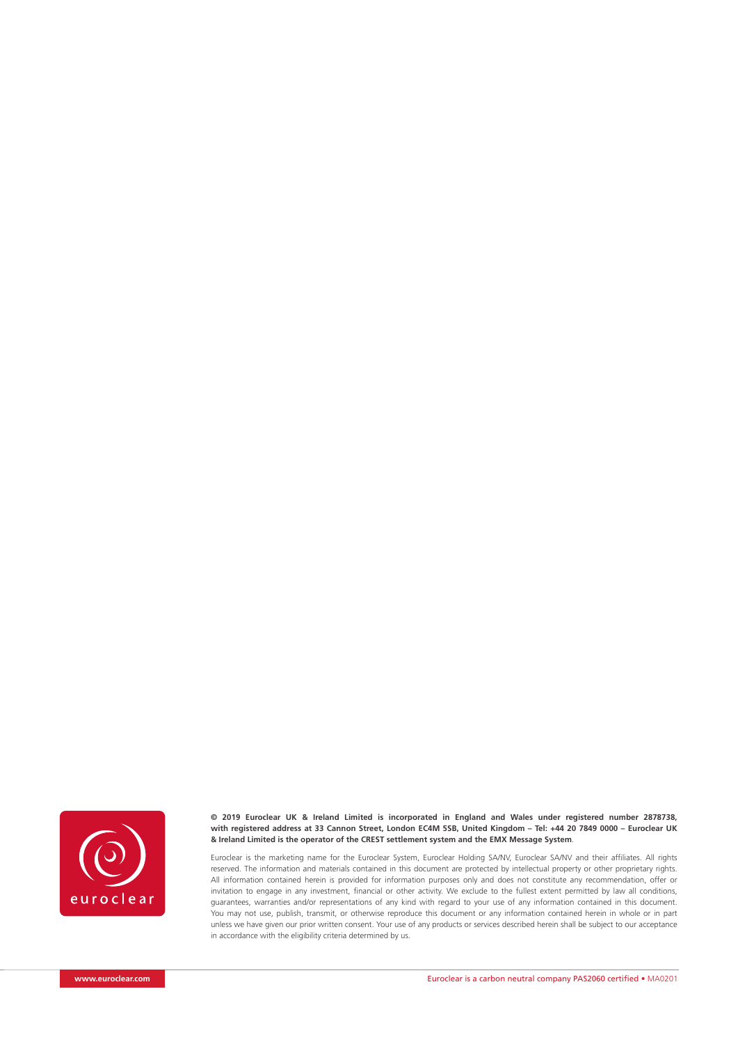**© 2019 Euroclear UK & Ireland Limited is incorporated in England and Wales under registered number 2878738, with registered address at 33 Cannon Street, London EC4M 5SB, United Kingdom – Tel: +44 20 7849 0000 – Euroclear UK & Ireland Limited is the operator of the CREST settlement system and the EMX Message System**.

Euroclear is the marketing name for the Euroclear System, Euroclear Holding SA/NV, Euroclear SA/NV and their affiliates. All rights reserved. The information and materials contained in this document are protected by intellectual property or other proprietary rights. All information contained herein is provided for information purposes only and does not constitute any recommendation, offer or invitation to engage in any investment, financial or other activity. We exclude to the fullest extent permitted by law all conditions, guarantees, warranties and/or representations of any kind with regard to your use of any information contained in this document. You may not use, publish, transmit, or otherwise reproduce this document or any information contained herein in whole or in part unless we have given our prior written consent. Your use of any products or services described herein shall be subject to our acceptance in accordance with the eligibility criteria determined by us.

**www.euroclear.com**

Euroclear is a carbon neutral company PAS2060 certified • MA0201